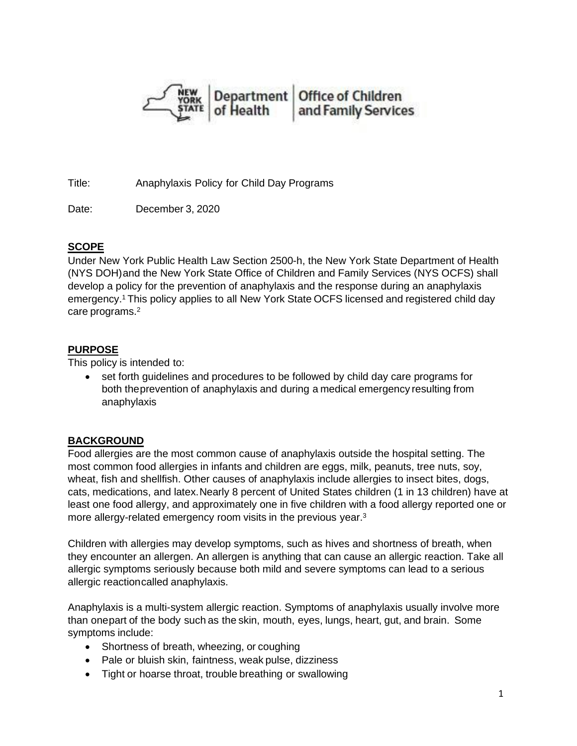New York State Department of Health | Office of Children and Family Services

Title: Anaphylaxis Policy for Child Day Programs

Date: December 3, 2020

## SCOPE

Under New York Public Health Law Section 2500-h, the New York State Department of Health (NYS DOH) and the New York State Office of Children and Family Services (NYS OCFS) shall develop a policy for the prevention of anaphylaxis and the response during an anaphylaxis emergency.[1] This policy applies to all New York State OCFS licensed and registered child day care programs.[2]

## PURPOSE

This policy is intended to:

- set forth guidelines and procedures to be followed by child day care programs for both the prevention of anaphylaxis and during a medical emergency resulting from anaphylaxis

## BACKGROUND

Food allergies are the most common cause of anaphylaxis outside the hospital setting. The most common food allergies in infants and children are eggs, milk, peanuts, tree nuts, soy, wheat, fish and shellfish. Other causes of anaphylaxis include allergies to insect bites, dogs, cats, medications, and latex. Nearly 8 percent of United States children (1 in 13 children) have at least one food allergy, and approximately one in five children with a food allergy reported one or more allergy-related emergency room visits in the previous year.[3]

Children with allergies may develop symptoms, such as hives and shortness of breath, when they encounter an allergen. An allergen is anything that can cause an allergic reaction. Take all allergic symptoms seriously because both mild and severe symptoms can lead to a serious allergic reaction called anaphylaxis.

Anaphylaxis is a multi-system allergic reaction. Symptoms of anaphylaxis usually involve more than one part of the body such as the skin, mouth, eyes, lungs, heart, gut, and brain. Some symptoms include:

- Shortness of breath, wheezing, or coughing
- Pale or bluish skin, faintness, weak pulse, dizziness
- Tight or hoarse throat, trouble breathing or swallowing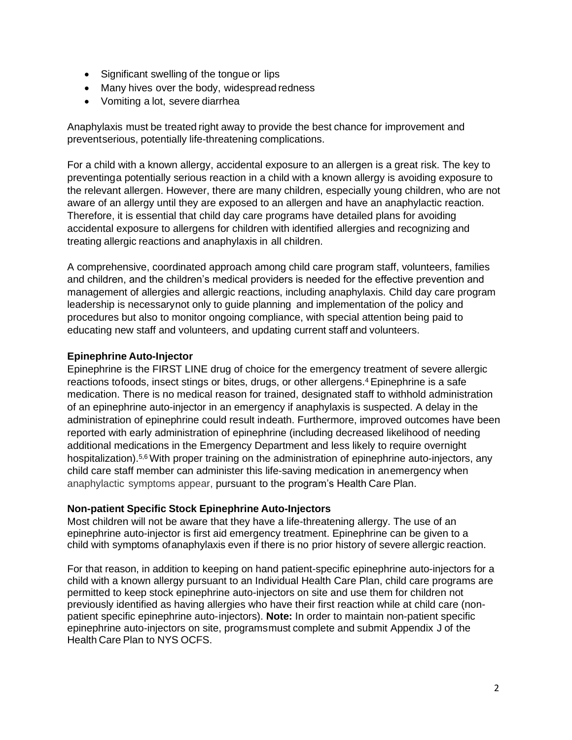- Significant swelling of the tongue or lips
- Many hives over the body, widespread redness
- Vomiting a lot, severe diarrhea

Anaphylaxis must be treated right away to provide the best chance for improvement and preventserious, potentially life-threatening complications.

For a child with a known allergy, accidental exposure to an allergen is a great risk. The key to preventinga potentially serious reaction in a child with a known allergy is avoiding exposure to the relevant allergen. However, there are many children, especially young children, who are not aware of an allergy until they are exposed to an allergen and have an anaphylactic reaction. Therefore, it is essential that child day care programs have detailed plans for avoiding accidental exposure to allergens for children with identified allergies and recognizing and treating allergic reactions and anaphylaxis in all children.

A comprehensive, coordinated approach among child care program staff, volunteers, families and children, and the children's medical providers is needed for the effective prevention and management of allergies and allergic reactions, including anaphylaxis. Child day care program leadership is necessarynot only to guide planning and implementation of the policy and procedures but also to monitor ongoing compliance, with special attention being paid to educating new staff and volunteers, and updating current staff and volunteers.

**Epinephrine Auto-Injector**

Epinephrine is the FIRST LINE drug of choice for the emergency treatment of severe allergic reactions tofoods, insect stings or bites, drugs, or other allergens.[4] Epinephrine is a safe medication. There is no medical reason for trained, designated staff to withhold administration of an epinephrine auto-injector in an emergency if anaphylaxis is suspected. A delay in the administration of epinephrine could result indeath. Furthermore, improved outcomes have been reported with early administration of epinephrine (including decreased likelihood of needing additional medications in the Emergency Department and less likely to require overnight hospitalization).[5,6] With proper training on the administration of epinephrine auto-injectors, any child care staff member can administer this life-saving medication in anemergency when anaphylactic symptoms appear, pursuant to the program's Health Care Plan.

**Non-patient Specific Stock Epinephrine Auto-Injectors**

Most children will not be aware that they have a life-threatening allergy. The use of an epinephrine auto-injector is first aid emergency treatment. Epinephrine can be given to a child with symptoms ofanaphylaxis even if there is no prior history of severe allergic reaction.

For that reason, in addition to keeping on hand patient-specific epinephrine auto-injectors for a child with a known allergy pursuant to an Individual Health Care Plan, child care programs are permitted to keep stock epinephrine auto-injectors on site and use them for children not previously identified as having allergies who have their first reaction while at child care (non-patient specific epinephrine auto-injectors). **Note:** In order to maintain non-patient specific epinephrine auto-injectors on site, programsmust complete and submit Appendix J of the Health Care Plan to NYS OCFS.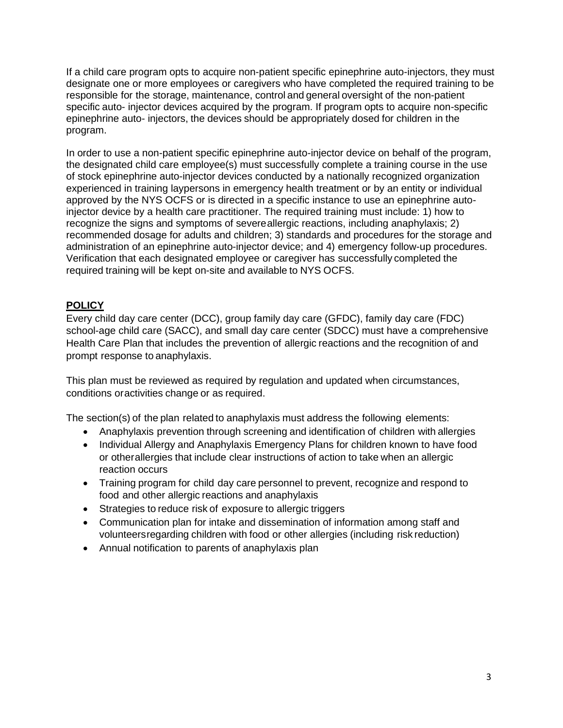If a child care program opts to acquire non-patient specific epinephrine auto-injectors, they must designate one or more employees or caregivers who have completed the required training to be responsible for the storage, maintenance, control and general oversight of the non-patient specific auto- injector devices acquired by the program. If program opts to acquire non-specific epinephrine auto- injectors, the devices should be appropriately dosed for children in the program.

In order to use a non-patient specific epinephrine auto-injector device on behalf of the program, the designated child care employee(s) must successfully complete a training course in the use of stock epinephrine auto-injector devices conducted by a nationally recognized organization experienced in training laypersons in emergency health treatment or by an entity or individual approved by the NYS OCFS or is directed in a specific instance to use an epinephrine auto-injector device by a health care practitioner. The required training must include: 1) how to recognize the signs and symptoms of severeallergic reactions, including anaphylaxis; 2) recommended dosage for adults and children; 3) standards and procedures for the storage and administration of an epinephrine auto-injector device; and 4) emergency follow-up procedures. Verification that each designated employee or caregiver has successfully completed the required training will be kept on-site and available to NYS OCFS.

## POLICY

Every child day care center (DCC), group family day care (GFDC), family day care (FDC) school-age child care (SACC), and small day care center (SDCC) must have a comprehensive Health Care Plan that includes the prevention of allergic reactions and the recognition of and prompt response to anaphylaxis.

This plan must be reviewed as required by regulation and updated when circumstances, conditions oractivities change or as required.

The section(s) of the plan related to anaphylaxis must address the following elements:

- Anaphylaxis prevention through screening and identification of children with allergies
- Individual Allergy and Anaphylaxis Emergency Plans for children known to have food or otherallergies that include clear instructions of action to take when an allergic reaction occurs
- Training program for child day care personnel to prevent, recognize and respond to food and other allergic reactions and anaphylaxis
- Strategies to reduce risk of exposure to allergic triggers
- Communication plan for intake and dissemination of information among staff and volunteersregarding children with food or other allergies (including risk reduction)
- Annual notification to parents of anaphylaxis plan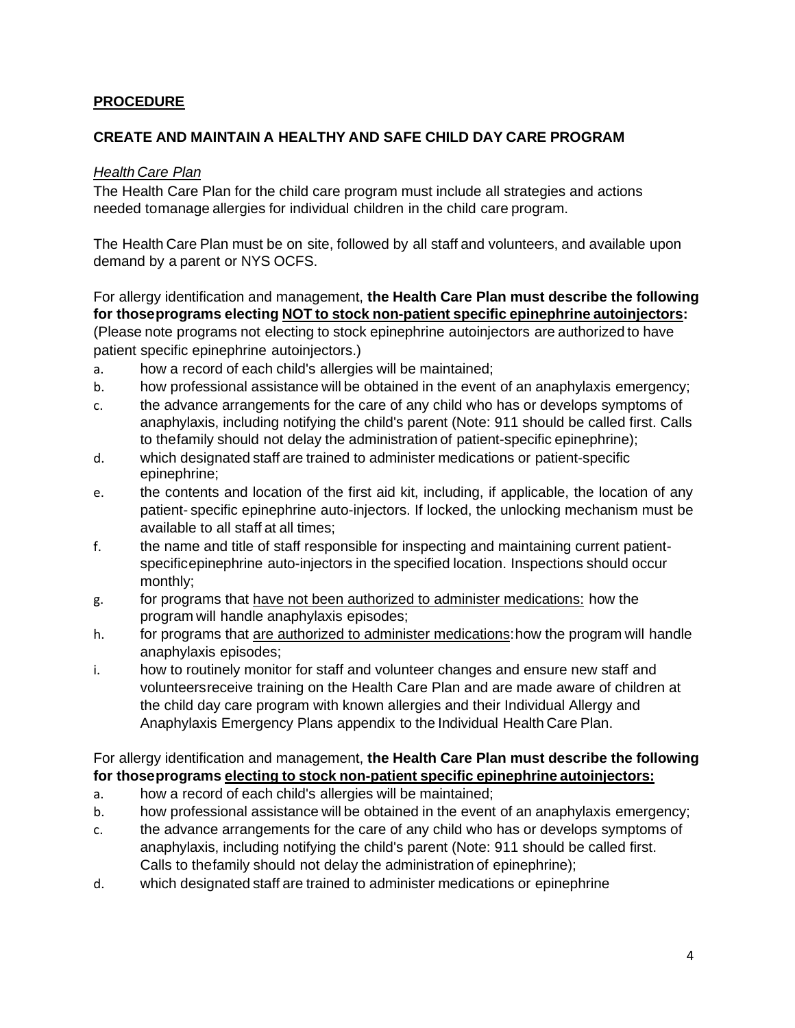**PROCEDURE**

**CREATE AND MAINTAIN A HEALTHY AND SAFE CHILD DAY CARE PROGRAM**

*Health Care Plan*

The Health Care Plan for the child care program must include all strategies and actions needed tomanage allergies for individual children in the child care program.

The Health Care Plan must be on site, followed by all staff and volunteers, and available upon demand by a parent or NYS OCFS.

For allergy identification and management, **the Health Care Plan must describe the following for thoseprograms electing NOT to stock non-patient specific epinephrine autoinjectors:** (Please note programs not electing to stock epinephrine autoinjectors are authorized to have patient specific epinephrine autoinjectors.)

a. how a record of each child's allergies will be maintained;
b. how professional assistance will be obtained in the event of an anaphylaxis emergency;
c. the advance arrangements for the care of any child who has or develops symptoms of anaphylaxis, including notifying the child's parent (Note: 911 should be called first. Calls to thefamily should not delay the administration of patient-specific epinephrine);
d. which designated staff are trained to administer medications or patient-specific epinephrine;
e. the contents and location of the first aid kit, including, if applicable, the location of any patient- specific epinephrine auto-injectors. If locked, the unlocking mechanism must be available to all staff at all times;
f. the name and title of staff responsible for inspecting and maintaining current patient-specificepinephrine auto-injectors in the specified location. Inspections should occur monthly;
g. for programs that have not been authorized to administer medications: how the program will handle anaphylaxis episodes;
h. for programs that are authorized to administer medications: how the program will handle anaphylaxis episodes;
i. how to routinely monitor for staff and volunteer changes and ensure new staff and volunteersreceive training on the Health Care Plan and are made aware of children at the child day care program with known allergies and their Individual Allergy and Anaphylaxis Emergency Plans appendix to the Individual Health Care Plan.

For allergy identification and management, **the Health Care Plan must describe the following for thoseprograms electing to stock non-patient specific epinephrine autoinjectors:**

a. how a record of each child's allergies will be maintained;
b. how professional assistance will be obtained in the event of an anaphylaxis emergency;
c. the advance arrangements for the care of any child who has or develops symptoms of anaphylaxis, including notifying the child's parent (Note: 911 should be called first. Calls to thefamily should not delay the administration of epinephrine);
d. which designated staff are trained to administer medications or epinephrine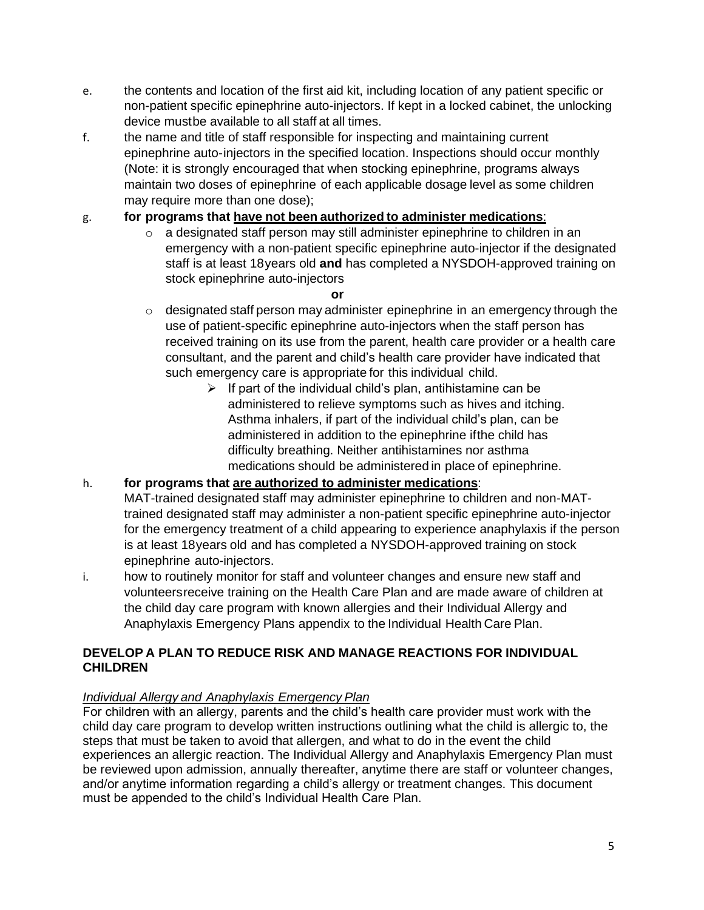e. the contents and location of the first aid kit, including location of any patient specific or non-patient specific epinephrine auto-injectors. If kept in a locked cabinet, the unlocking device mustbe available to all staff at all times.

f. the name and title of staff responsible for inspecting and maintaining current epinephrine auto-injectors in the specified location. Inspections should occur monthly (Note: it is strongly encouraged that when stocking epinephrine, programs always maintain two doses of epinephrine of each applicable dosage level as some children may require more than one dose);

g. **for programs that <u>have not been authorized to administer medications</u>**:
   - a designated staff person may still administer epinephrine to children in an emergency with a non-patient specific epinephrine auto-injector if the designated staff is at least 18years old **and** has completed a NYSDOH-approved training on stock epinephrine auto-injectors

     **or**

   - designated staff person may administer epinephrine in an emergency through the use of patient-specific epinephrine auto-injectors when the staff person has received training on its use from the parent, health care provider or a health care consultant, and the parent and child's health care provider have indicated that such emergency care is appropriate for this individual child.
     - If part of the individual child's plan, antihistamine can be administered to relieve symptoms such as hives and itching. Asthma inhalers, if part of the individual child's plan, can be administered in addition to the epinephrine ifthe child has difficulty breathing. Neither antihistamines nor asthma medications should be administered in place of epinephrine.

h. **for programs that <u>are authorized to administer medications</u>**:
   MAT-trained designated staff may administer epinephrine to children and non-MAT-trained designated staff may administer a non-patient specific epinephrine auto-injector for the emergency treatment of a child appearing to experience anaphylaxis if the person is at least 18years old and has completed a NYSDOH-approved training on stock epinephrine auto-injectors.

i. how to routinely monitor for staff and volunteer changes and ensure new staff and volunteersreceive training on the Health Care Plan and are made aware of children at the child day care program with known allergies and their Individual Allergy and Anaphylaxis Emergency Plans appendix to the Individual Health Care Plan.

## DEVELOP A PLAN TO REDUCE RISK AND MANAGE REACTIONS FOR INDIVIDUAL CHILDREN

*<u>Individual Allergy and Anaphylaxis Emergency Plan</u>*

For children with an allergy, parents and the child's health care provider must work with the child day care program to develop written instructions outlining what the child is allergic to, the steps that must be taken to avoid that allergen, and what to do in the event the child experiences an allergic reaction. The Individual Allergy and Anaphylaxis Emergency Plan must be reviewed upon admission, annually thereafter, anytime there are staff or volunteer changes, and/or anytime information regarding a child's allergy or treatment changes. This document must be appended to the child's Individual Health Care Plan.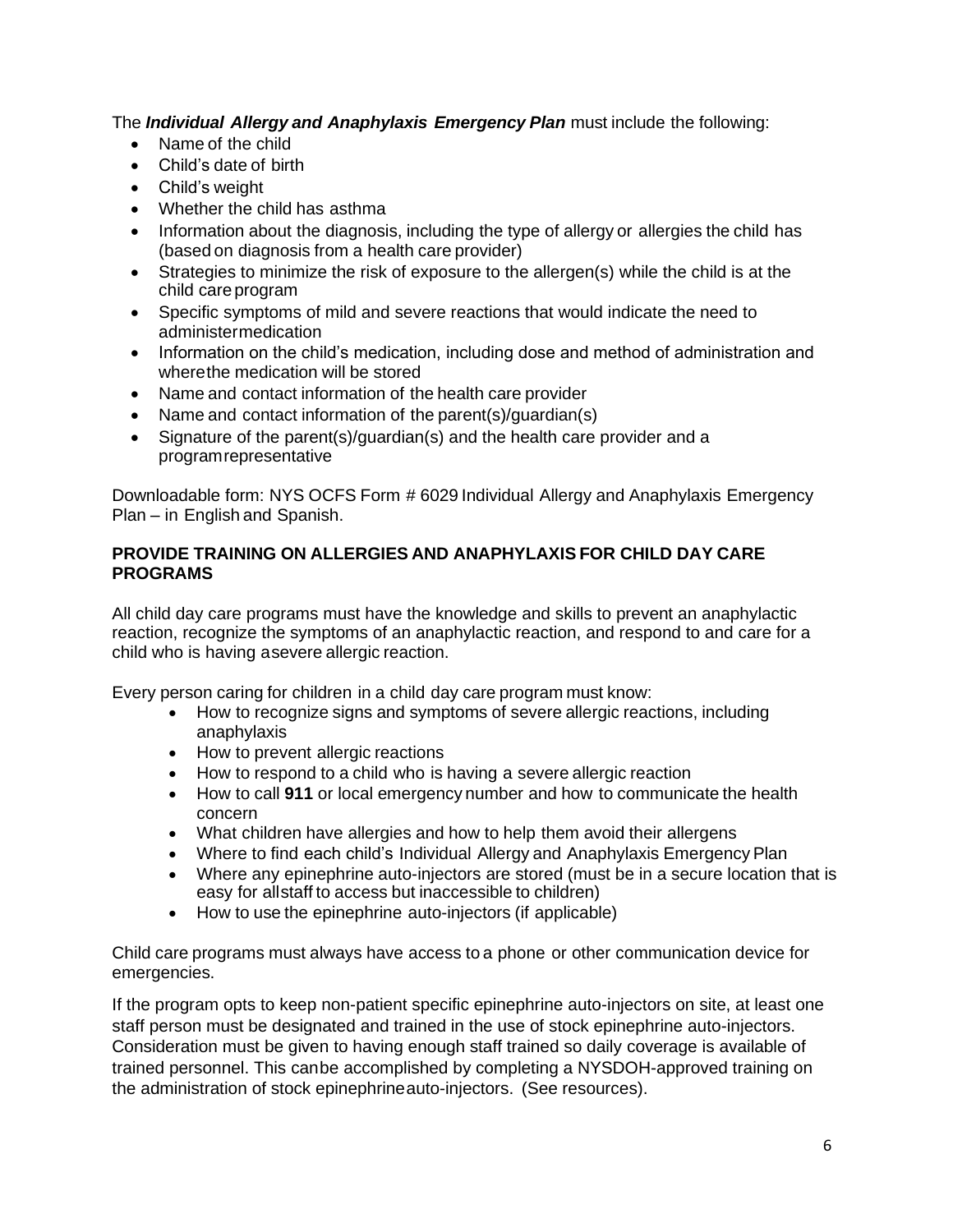The ***Individual Allergy and Anaphylaxis Emergency Plan*** must include the following:

- Name of the child
- Child's date of birth
- Child's weight
- Whether the child has asthma
- Information about the diagnosis, including the type of allergy or allergies the child has (based on diagnosis from a health care provider)
- Strategies to minimize the risk of exposure to the allergen(s) while the child is at the child care program
- Specific symptoms of mild and severe reactions that would indicate the need to administer medication
- Information on the child's medication, including dose and method of administration and where the medication will be stored
- Name and contact information of the health care provider
- Name and contact information of the parent(s)/guardian(s)
- Signature of the parent(s)/guardian(s) and the health care provider and a program representative

Downloadable form: NYS OCFS Form # 6029 Individual Allergy and Anaphylaxis Emergency Plan – in English and Spanish.

**PROVIDE TRAINING ON ALLERGIES AND ANAPHYLAXIS FOR CHILD DAY CARE PROGRAMS**

All child day care programs must have the knowledge and skills to prevent an anaphylactic reaction, recognize the symptoms of an anaphylactic reaction, and respond to and care for a child who is having a severe allergic reaction.

Every person caring for children in a child day care program must know:

- How to recognize signs and symptoms of severe allergic reactions, including anaphylaxis
- How to prevent allergic reactions
- How to respond to a child who is having a severe allergic reaction
- How to call **911** or local emergency number and how to communicate the health concern
- What children have allergies and how to help them avoid their allergens
- Where to find each child's Individual Allergy and Anaphylaxis Emergency Plan
- Where any epinephrine auto-injectors are stored (must be in a secure location that is easy for all staff to access but inaccessible to children)
- How to use the epinephrine auto-injectors (if applicable)

Child care programs must always have access to a phone or other communication device for emergencies.

If the program opts to keep non-patient specific epinephrine auto-injectors on site, at least one staff person must be designated and trained in the use of stock epinephrine auto-injectors. Consideration must be given to having enough staff trained so daily coverage is available of trained personnel. This can be accomplished by completing a NYSDOH-approved training on the administration of stock epinephrine auto-injectors. (See resources).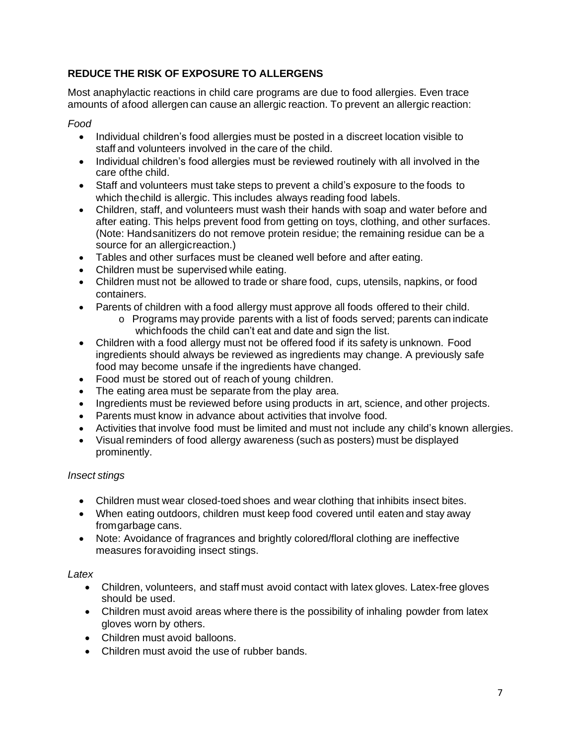## REDUCE THE RISK OF EXPOSURE TO ALLERGENS

Most anaphylactic reactions in child care programs are due to food allergies. Even trace amounts of afood allergen can cause an allergic reaction. To prevent an allergic reaction:

*Food*

- Individual children's food allergies must be posted in a discreet location visible to staff and volunteers involved in the care of the child.
- Individual children's food allergies must be reviewed routinely with all involved in the care ofthe child.
- Staff and volunteers must take steps to prevent a child's exposure to the foods to which thechild is allergic. This includes always reading food labels.
- Children, staff, and volunteers must wash their hands with soap and water before and after eating. This helps prevent food from getting on toys, clothing, and other surfaces. (Note: Handsanitizers do not remove protein residue; the remaining residue can be a source for an allergicreaction.)
- Tables and other surfaces must be cleaned well before and after eating.
- Children must be supervised while eating.
- Children must not be allowed to trade or share food, cups, utensils, napkins, or food containers.
- Parents of children with a food allergy must approve all foods offered to their child.
  - Programs may provide parents with a list of foods served; parents can indicate whichfoods the child can't eat and date and sign the list.
- Children with a food allergy must not be offered food if its safety is unknown. Food ingredients should always be reviewed as ingredients may change. A previously safe food may become unsafe if the ingredients have changed.
- Food must be stored out of reach of young children.
- The eating area must be separate from the play area.
- Ingredients must be reviewed before using products in art, science, and other projects.
- Parents must know in advance about activities that involve food.
- Activities that involve food must be limited and must not include any child's known allergies.
- Visual reminders of food allergy awareness (such as posters) must be displayed prominently.

*Insect stings*

- Children must wear closed-toed shoes and wear clothing that inhibits insect bites.
- When eating outdoors, children must keep food covered until eaten and stay away fromgarbage cans.
- Note: Avoidance of fragrances and brightly colored/floral clothing are ineffective measures foravoiding insect stings.

*Latex*

- Children, volunteers, and staff must avoid contact with latex gloves. Latex-free gloves should be used.
- Children must avoid areas where there is the possibility of inhaling powder from latex gloves worn by others.
- Children must avoid balloons.
- Children must avoid the use of rubber bands.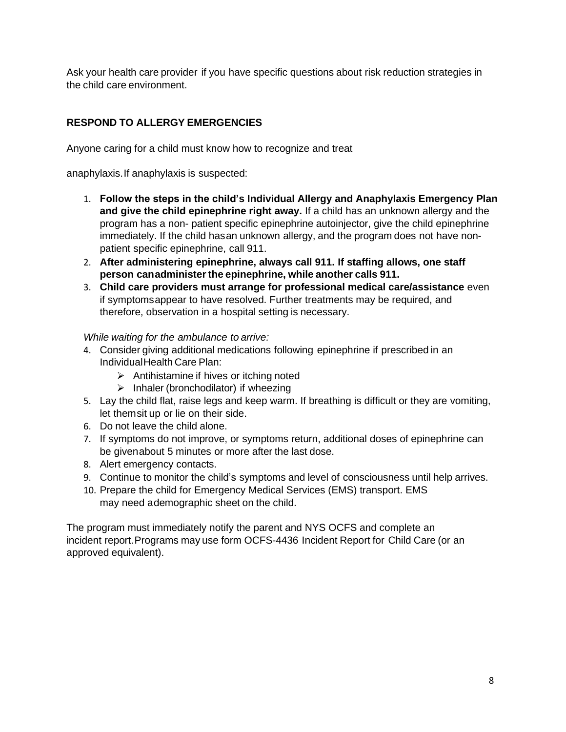Ask your health care provider if you have specific questions about risk reduction strategies in the child care environment.

## RESPOND TO ALLERGY EMERGENCIES

Anyone caring for a child must know how to recognize and treat

anaphylaxis. If anaphylaxis is suspected:

1. **Follow the steps in the child's Individual Allergy and Anaphylaxis Emergency Plan and give the child epinephrine right away.** If a child has an unknown allergy and the program has a non- patient specific epinephrine autoinjector, give the child epinephrine immediately. If the child has an unknown allergy, and the program does not have non-patient specific epinephrine, call 911.
2. **After administering epinephrine, always call 911. If staffing allows, one staff person can administer the epinephrine, while another calls 911.**
3. **Child care providers must arrange for professional medical care/assistance** even if symptoms appear to have resolved. Further treatments may be required, and therefore, observation in a hospital setting is necessary.

*While waiting for the ambulance to arrive:*

4. Consider giving additional medications following epinephrine if prescribed in an Individual Health Care Plan:
   - Antihistamine if hives or itching noted
   - Inhaler (bronchodilator) if wheezing
5. Lay the child flat, raise legs and keep warm. If breathing is difficult or they are vomiting, let them sit up or lie on their side.
6. Do not leave the child alone.
7. If symptoms do not improve, or symptoms return, additional doses of epinephrine can be given about 5 minutes or more after the last dose.
8. Alert emergency contacts.
9. Continue to monitor the child's symptoms and level of consciousness until help arrives.
10. Prepare the child for Emergency Medical Services (EMS) transport. EMS may need a demographic sheet on the child.

The program must immediately notify the parent and NYS OCFS and complete an incident report. Programs may use form OCFS-4436 Incident Report for Child Care (or an approved equivalent).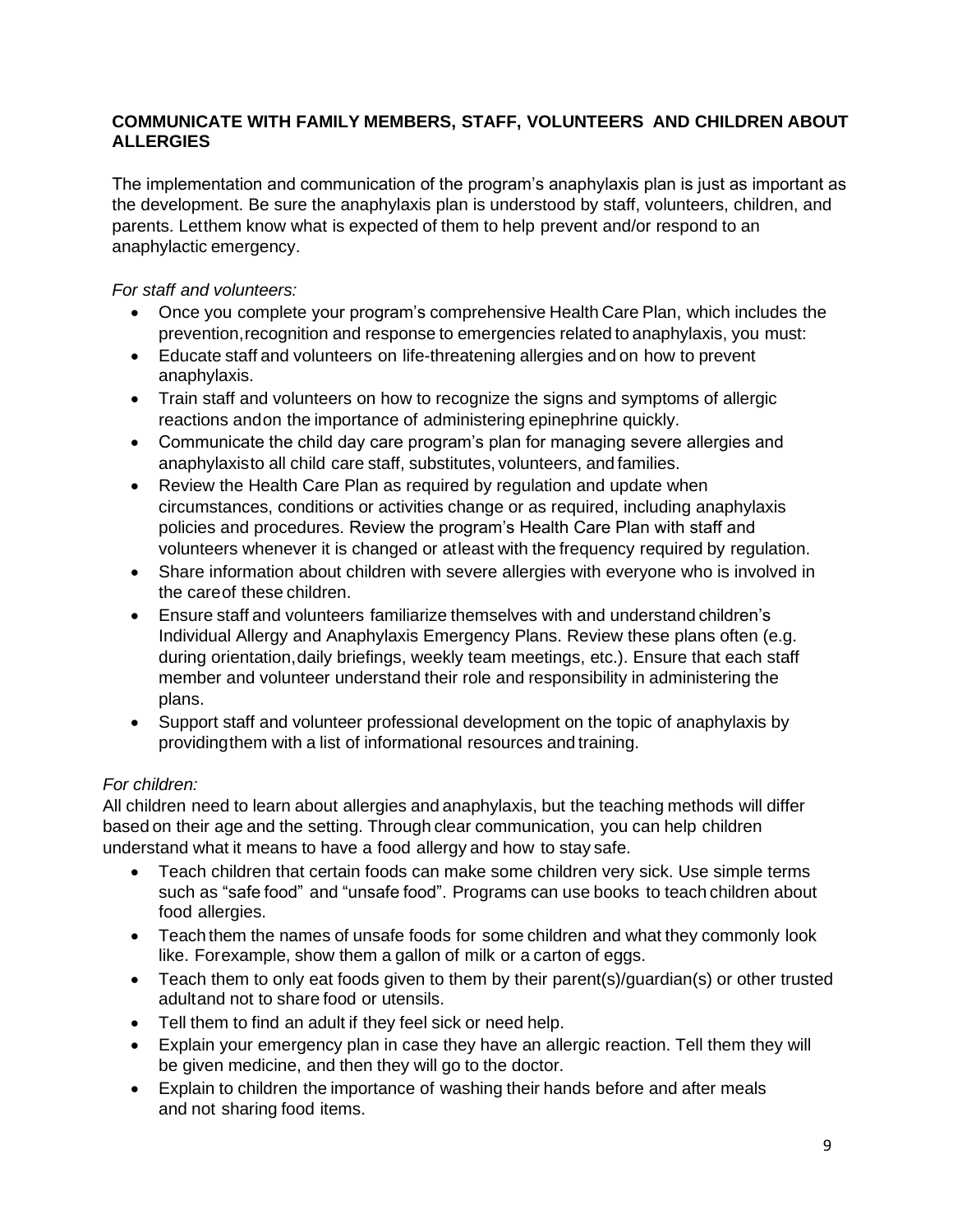**COMMUNICATE WITH FAMILY MEMBERS, STAFF, VOLUNTEERS AND CHILDREN ABOUT ALLERGIES**

The implementation and communication of the program's anaphylaxis plan is just as important as the development. Be sure the anaphylaxis plan is understood by staff, volunteers, children, and parents. Letthem know what is expected of them to help prevent and/or respond to an anaphylactic emergency.

*For staff and volunteers:*

- Once you complete your program's comprehensive Health Care Plan, which includes the prevention,recognition and response to emergencies related to anaphylaxis, you must:
- Educate staff and volunteers on life-threatening allergies and on how to prevent anaphylaxis.
- Train staff and volunteers on how to recognize the signs and symptoms of allergic reactions andon the importance of administering epinephrine quickly.
- Communicate the child day care program's plan for managing severe allergies and anaphylaxisto all child care staff, substitutes, volunteers, and families.
- Review the Health Care Plan as required by regulation and update when circumstances, conditions or activities change or as required, including anaphylaxis policies and procedures. Review the program's Health Care Plan with staff and volunteers whenever it is changed or atleast with the frequency required by regulation.
- Share information about children with severe allergies with everyone who is involved in the careof these children.
- Ensure staff and volunteers familiarize themselves with and understand children's Individual Allergy and Anaphylaxis Emergency Plans. Review these plans often (e.g. during orientation,daily briefings, weekly team meetings, etc.). Ensure that each staff member and volunteer understand their role and responsibility in administering the plans.
- Support staff and volunteer professional development on the topic of anaphylaxis by providingthem with a list of informational resources and training.

*For children:*

All children need to learn about allergies and anaphylaxis, but the teaching methods will differ based on their age and the setting. Through clear communication, you can help children understand what it means to have a food allergy and how to stay safe.

- Teach children that certain foods can make some children very sick. Use simple terms such as "safe food" and "unsafe food". Programs can use books to teach children about food allergies.
- Teach them the names of unsafe foods for some children and what they commonly look like. Forexample, show them a gallon of milk or a carton of eggs.
- Teach them to only eat foods given to them by their parent(s)/guardian(s) or other trusted adultand not to share food or utensils.
- Tell them to find an adult if they feel sick or need help.
- Explain your emergency plan in case they have an allergic reaction. Tell them they will be given medicine, and then they will go to the doctor.
- Explain to children the importance of washing their hands before and after meals and not sharing food items.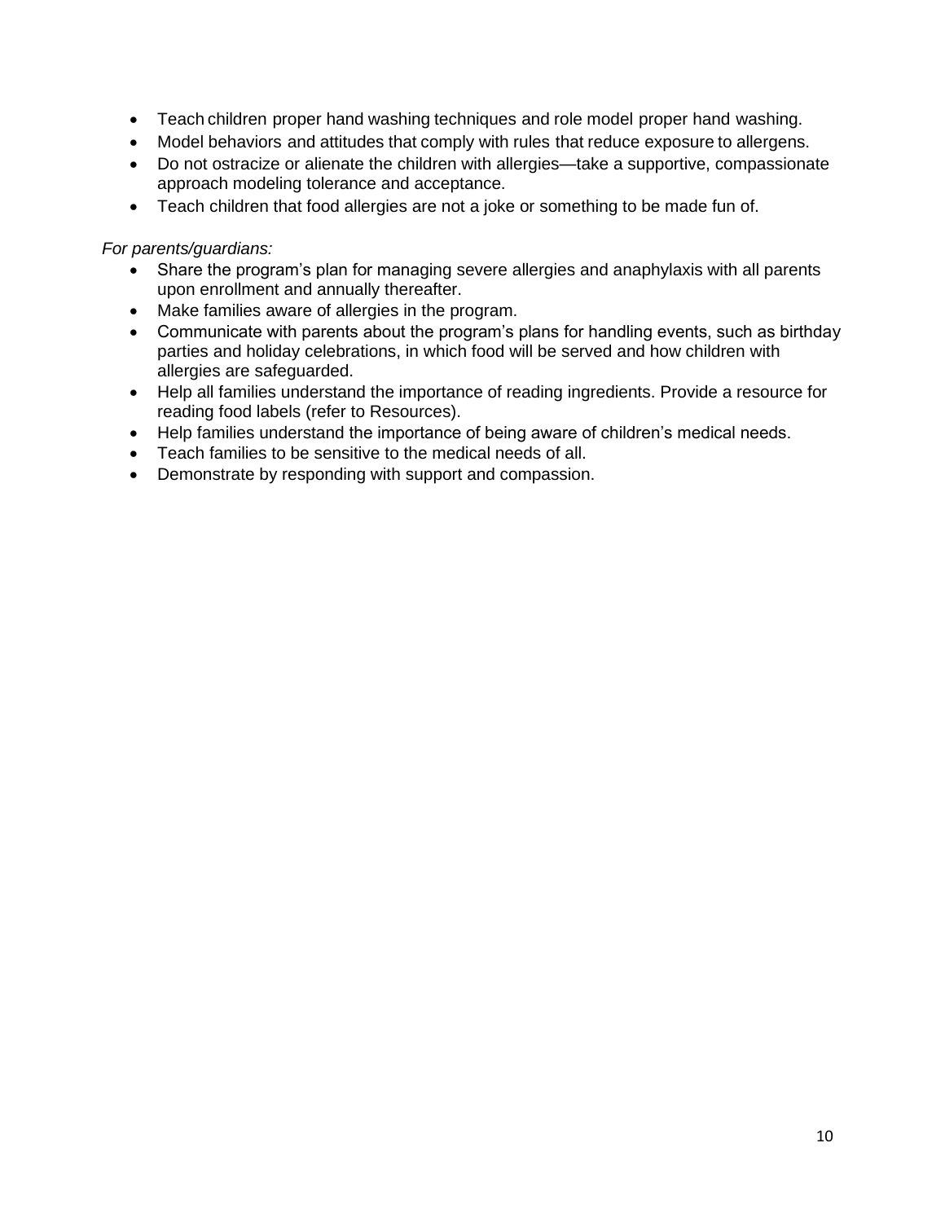- Teach children proper hand washing techniques and role model proper hand washing.
- Model behaviors and attitudes that comply with rules that reduce exposure to allergens.
- Do not ostracize or alienate the children with allergies—take a supportive, compassionate approach modeling tolerance and acceptance.
- Teach children that food allergies are not a joke or something to be made fun of.

*For parents/guardians:*

- Share the program's plan for managing severe allergies and anaphylaxis with all parents upon enrollment and annually thereafter.
- Make families aware of allergies in the program.
- Communicate with parents about the program's plans for handling events, such as birthday parties and holiday celebrations, in which food will be served and how children with allergies are safeguarded.
- Help all families understand the importance of reading ingredients. Provide a resource for reading food labels (refer to Resources).
- Help families understand the importance of being aware of children's medical needs.
- Teach families to be sensitive to the medical needs of all.
- Demonstrate by responding with support and compassion.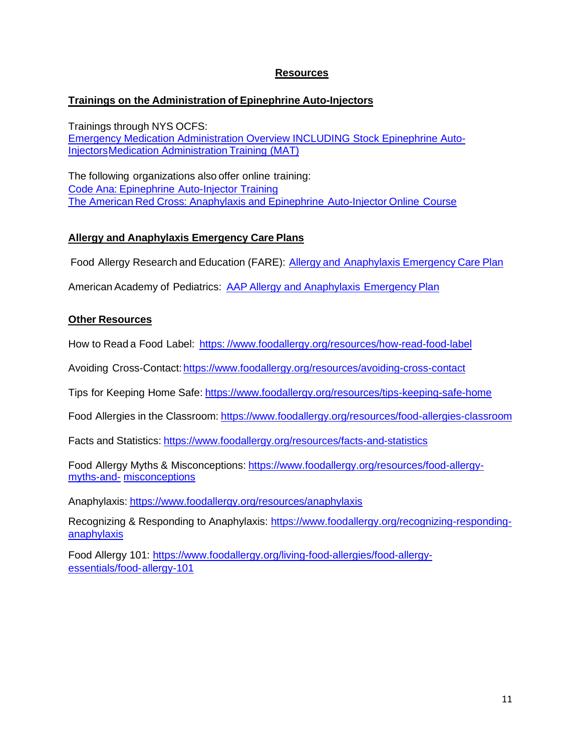# Resources

## Trainings on the Administration of Epinephrine Auto-Injectors

Trainings through NYS OCFS:
Emergency Medication Administration Overview INCLUDING Stock Epinephrine Auto-Injectors Medication Administration Training (MAT)

The following organizations also offer online training:
Code Ana: Epinephrine Auto-Injector Training
The American Red Cross: Anaphylaxis and Epinephrine Auto-Injector Online Course

## Allergy and Anaphylaxis Emergency Care Plans

Food Allergy Research and Education (FARE): Allergy and Anaphylaxis Emergency Care Plan

American Academy of Pediatrics: AAP Allergy and Anaphylaxis Emergency Plan

## Other Resources

How to Read a Food Label: https: //www.foodallergy.org/resources/how-read-food-label

Avoiding Cross-Contact: https://www.foodallergy.org/resources/avoiding-cross-contact

Tips for Keeping Home Safe: https://www.foodallergy.org/resources/tips-keeping-safe-home

Food Allergies in the Classroom: https://www.foodallergy.org/resources/food-allergies-classroom

Facts and Statistics: https://www.foodallergy.org/resources/facts-and-statistics

Food Allergy Myths & Misconceptions: https://www.foodallergy.org/resources/food-allergy-myths-and- misconceptions

Anaphylaxis: https://www.foodallergy.org/resources/anaphylaxis

Recognizing & Responding to Anaphylaxis: https://www.foodallergy.org/recognizing-responding-anaphylaxis

Food Allergy 101: https://www.foodallergy.org/living-food-allergies/food-allergy-essentials/food-allergy-101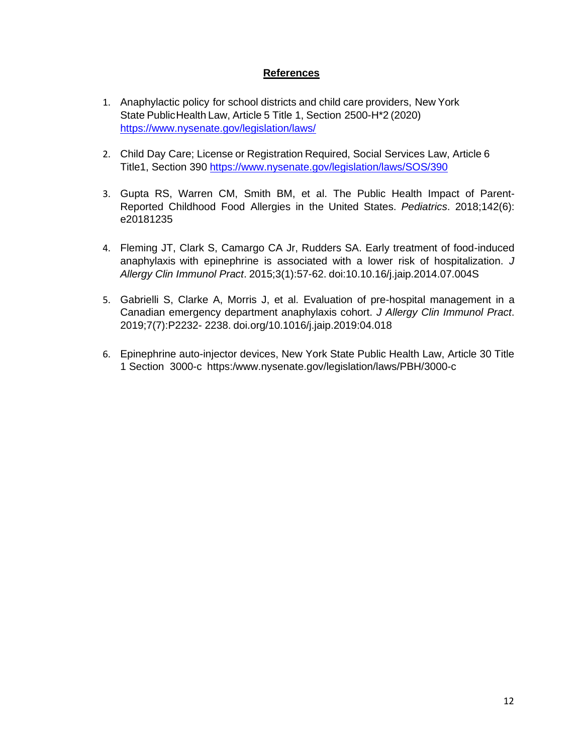## References

1. Anaphylactic policy for school districts and child care providers, New York State Public Health Law, Article 5 Title 1, Section 2500-H*2 (2020) https://www.nysenate.gov/legislation/laws/

2. Child Day Care; License or Registration Required, Social Services Law, Article 6 Title1, Section 390 https://www.nysenate.gov/legislation/laws/SOS/390

3. Gupta RS, Warren CM, Smith BM, et al. The Public Health Impact of Parent-Reported Childhood Food Allergies in the United States. *Pediatrics*. 2018;142(6): e20181235

4. Fleming JT, Clark S, Camargo CA Jr, Rudders SA. Early treatment of food-induced anaphylaxis with epinephrine is associated with a lower risk of hospitalization. *J Allergy Clin Immunol Pract*. 2015;3(1):57-62. doi:10.10.16/j.jaip.2014.07.004S

5. Gabrielli S, Clarke A, Morris J, et al. Evaluation of pre-hospital management in a Canadian emergency department anaphylaxis cohort. *J Allergy Clin Immunol Pract*. 2019;7(7):P2232- 2238. doi.org/10.1016/j.jaip.2019:04.018

6. Epinephrine auto-injector devices, New York State Public Health Law, Article 30 Title 1 Section 3000-c https:/www.nysenate.gov/legislation/laws/PBH/3000-c